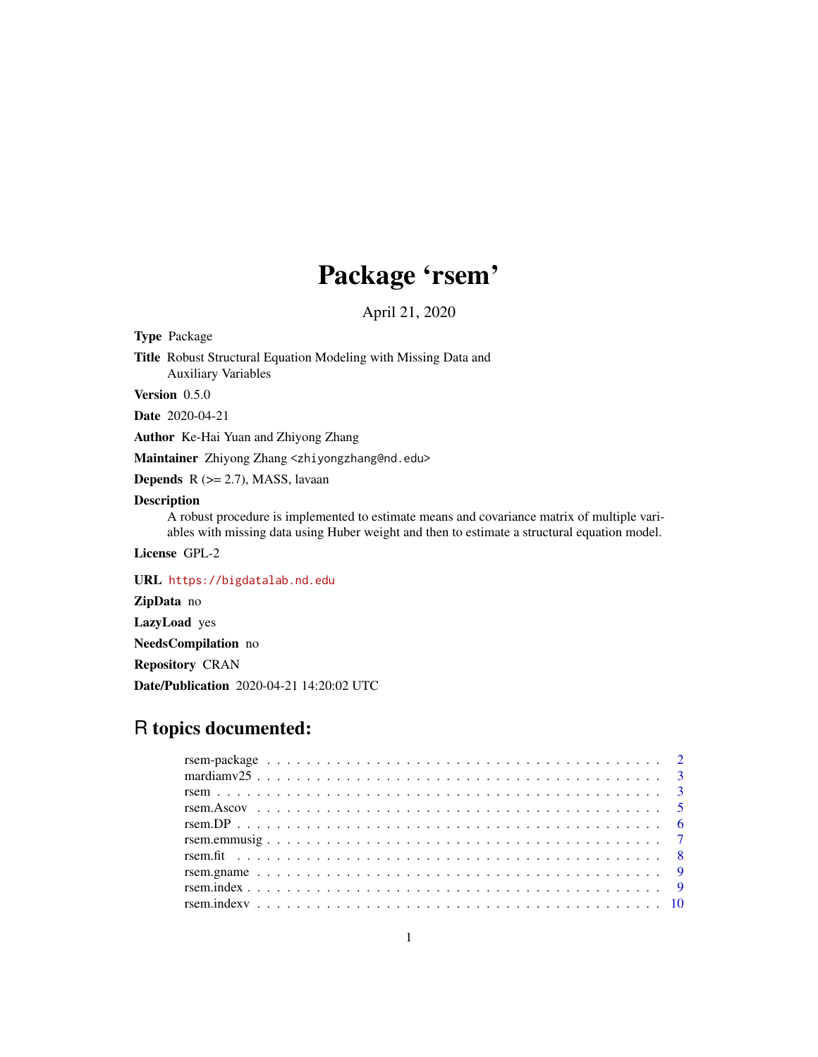# Package 'rsem'

April 21, 2020

**Type** Package

**Title** Robust Structural Equation Modeling with Missing Data and Auxiliary Variables

**Version** 0.5.0

**Date** 2020-04-21

**Author** Ke-Hai Yuan and Zhiyong Zhang

**Maintainer** Zhiyong Zhang <zhiyongzhang@nd.edu>

**Depends** R (>= 2.7), MASS, lavaan

**Description**
A robust procedure is implemented to estimate means and covariance matrix of multiple variables with missing data using Huber weight and then to estimate a structural equation model.

**License** GPL-2

**URL** https://bigdatalab.nd.edu

**ZipData** no

**LazyLoad** yes

**NeedsCompilation** no

**Repository** CRAN

**Date/Publication** 2020-04-21 14:20:02 UTC

## R topics documented:

| | |
|---|---|
| rsem-package | 2 |
| mardiamv25 | 3 |
| rsem | 3 |
| rsem.Ascov | 5 |
| rsem.DP | 6 |
| rsem.emmusig | 7 |
| rsem.fit | 8 |
| rsem.gname | 9 |
| rsem.index | 9 |
| rsem.indexv | 10 |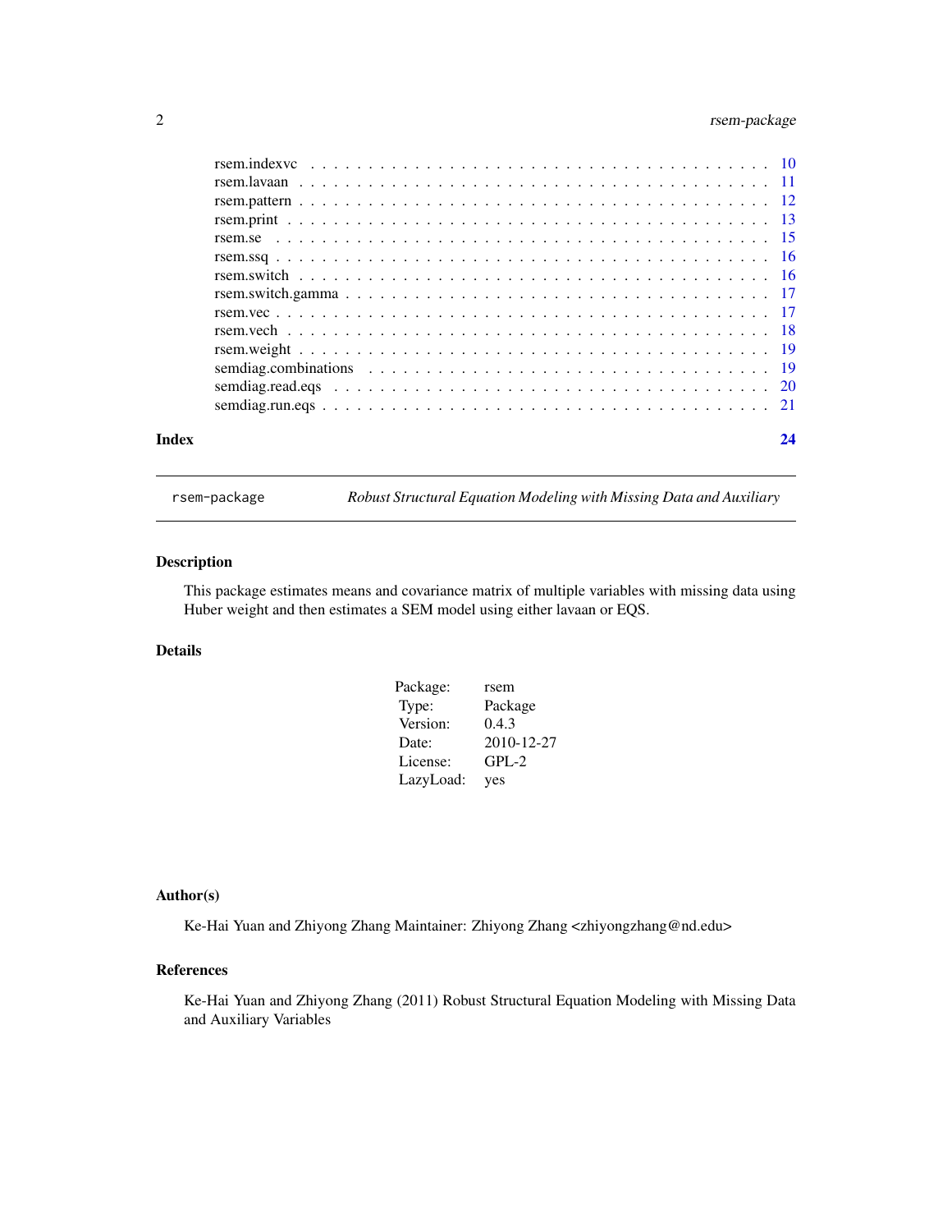rsem.indexvc . . . . . . . . . . . . . . . . . . . . . . . . . . . . . . . . . . . . 10
rsem.lavaan . . . . . . . . . . . . . . . . . . . . . . . . . . . . . . . . . . . . 11
rsem.pattern . . . . . . . . . . . . . . . . . . . . . . . . . . . . . . . . . . . . 12
rsem.print . . . . . . . . . . . . . . . . . . . . . . . . . . . . . . . . . . . . 13
rsem.se . . . . . . . . . . . . . . . . . . . . . . . . . . . . . . . . . . . . 15
rsem.ssq . . . . . . . . . . . . . . . . . . . . . . . . . . . . . . . . . . . . 16
rsem.switch . . . . . . . . . . . . . . . . . . . . . . . . . . . . . . . . . . . . 16
rsem.switch.gamma . . . . . . . . . . . . . . . . . . . . . . . . . . . . . . . . 17
rsem.vec . . . . . . . . . . . . . . . . . . . . . . . . . . . . . . . . . . . . 17
rsem.vech . . . . . . . . . . . . . . . . . . . . . . . . . . . . . . . . . . . . 18
rsem.weight . . . . . . . . . . . . . . . . . . . . . . . . . . . . . . . . . . . . 19
semdiag.combinations . . . . . . . . . . . . . . . . . . . . . . . . . . . . . . . 19
semdiag.read.eqs . . . . . . . . . . . . . . . . . . . . . . . . . . . . . . . . 20
semdiag.run.eqs . . . . . . . . . . . . . . . . . . . . . . . . . . . . . . . . . 21

**Index** **24**

---

`rsem-package` *Robust Structural Equation Modeling with Missing Data and Auxiliary*

---

## Description

This package estimates means and covariance matrix of multiple variables with missing data using Huber weight and then estimates a SEM model using either lavaan or EQS.

## Details

| | |
|---|---|
| Package: | rsem |
| Type: | Package |
| Version: | 0.4.3 |
| Date: | 2010-12-27 |
| License: | GPL-2 |
| LazyLoad: | yes |

## Author(s)

Ke-Hai Yuan and Zhiyong Zhang Maintainer: Zhiyong Zhang <zhiyongzhang@nd.edu>

## References

Ke-Hai Yuan and Zhiyong Zhang (2011) Robust Structural Equation Modeling with Missing Data and Auxiliary Variables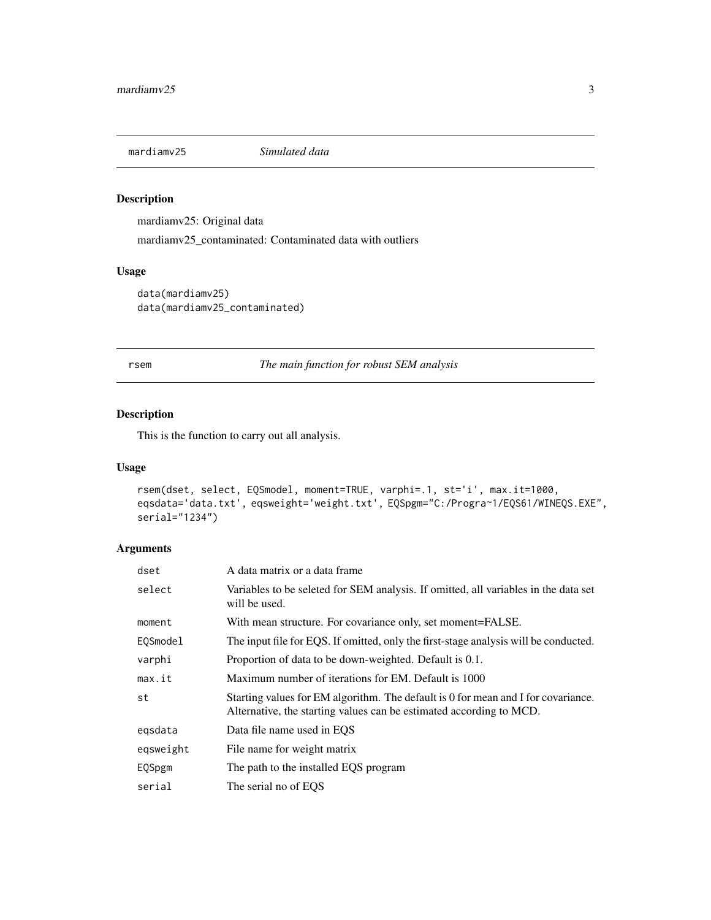## mardiamv25 *Simulated data*

### Description

mardiamv25: Original data

mardiamv25_contaminated: Contaminated data with outliers

### Usage

```
data(mardiamv25)
data(mardiamv25_contaminated)
```

## rsem *The main function for robust SEM analysis*

### Description

This is the function to carry out all analysis.

### Usage

```
rsem(dset, select, EQSmodel, moment=TRUE, varphi=.1, st='i', max.it=1000,
eqsdata='data.txt', eqsweight='weight.txt', EQSpgm="C:/Progra~1/EQS61/WINEQS.EXE",
serial="1234")
```

### Arguments

| | |
|---|---|
| dset | A data matrix or a data frame |
| select | Variables to be seleted for SEM analysis. If omitted, all variables in the data set will be used. |
| moment | With mean structure. For covariance only, set moment=FALSE. |
| EQSmodel | The input file for EQS. If omitted, only the first-stage analysis will be conducted. |
| varphi | Proportion of data to be down-weighted. Default is 0.1. |
| max.it | Maximum number of iterations for EM. Default is 1000 |
| st | Starting values for EM algorithm. The default is 0 for mean and I for covariance. Alternative, the starting values can be estimated according to MCD. |
| eqsdata | Data file name used in EQS |
| eqsweight | File name for weight matrix |
| EQSpgm | The path to the installed EQS program |
| serial | The serial no of EQS |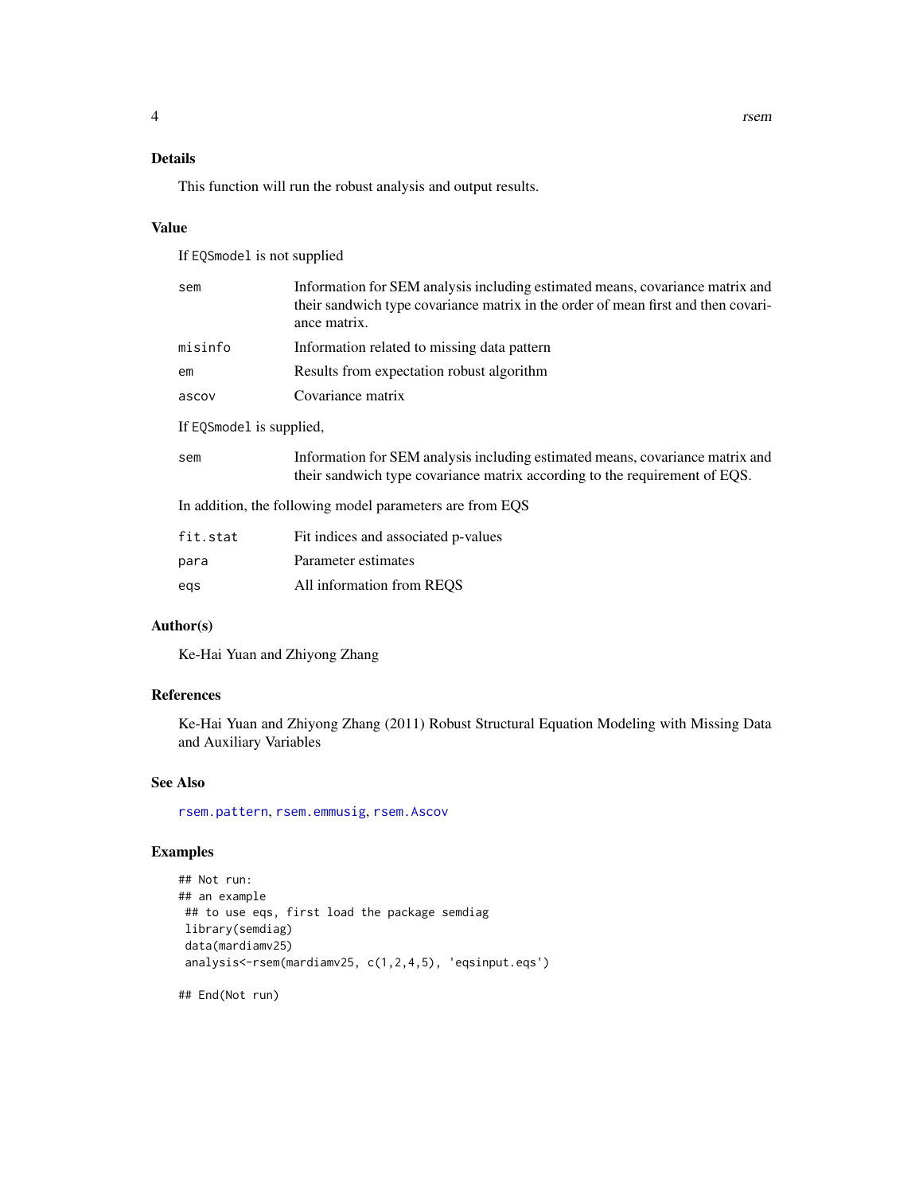## Details

This function will run the robust analysis and output results.

## Value

If `EQSmodel` is not supplied

| | |
|---|---|
| `sem` | Information for SEM analysis including estimated means, covariance matrix and their sandwich type covariance matrix in the order of mean first and then covariance matrix. |
| `misinfo` | Information related to missing data pattern |
| `em` | Results from expectation robust algorithm |
| `ascov` | Covariance matrix |

If `EQSmodel` is supplied,

| | |
|---|---|
| `sem` | Information for SEM analysis including estimated means, covariance matrix and their sandwich type covariance matrix according to the requirement of EQS. |

In addition, the following model parameters are from EQS

| | |
|---|---|
| `fit.stat` | Fit indices and associated p-values |
| `para` | Parameter estimates |
| `eqs` | All information from REQS |

## Author(s)

Ke-Hai Yuan and Zhiyong Zhang

## References

Ke-Hai Yuan and Zhiyong Zhang (2011) Robust Structural Equation Modeling with Missing Data and Auxiliary Variables

## See Also

`rsem.pattern`, `rsem.emmusig`, `rsem.Ascov`

## Examples

```
## Not run:
## an example
 ## to use eqs, first load the package semdiag
 library(semdiag)
 data(mardiamv25)
 analysis<-rsem(mardiamv25, c(1,2,4,5), 'eqsinput.eqs')

## End(Not run)
```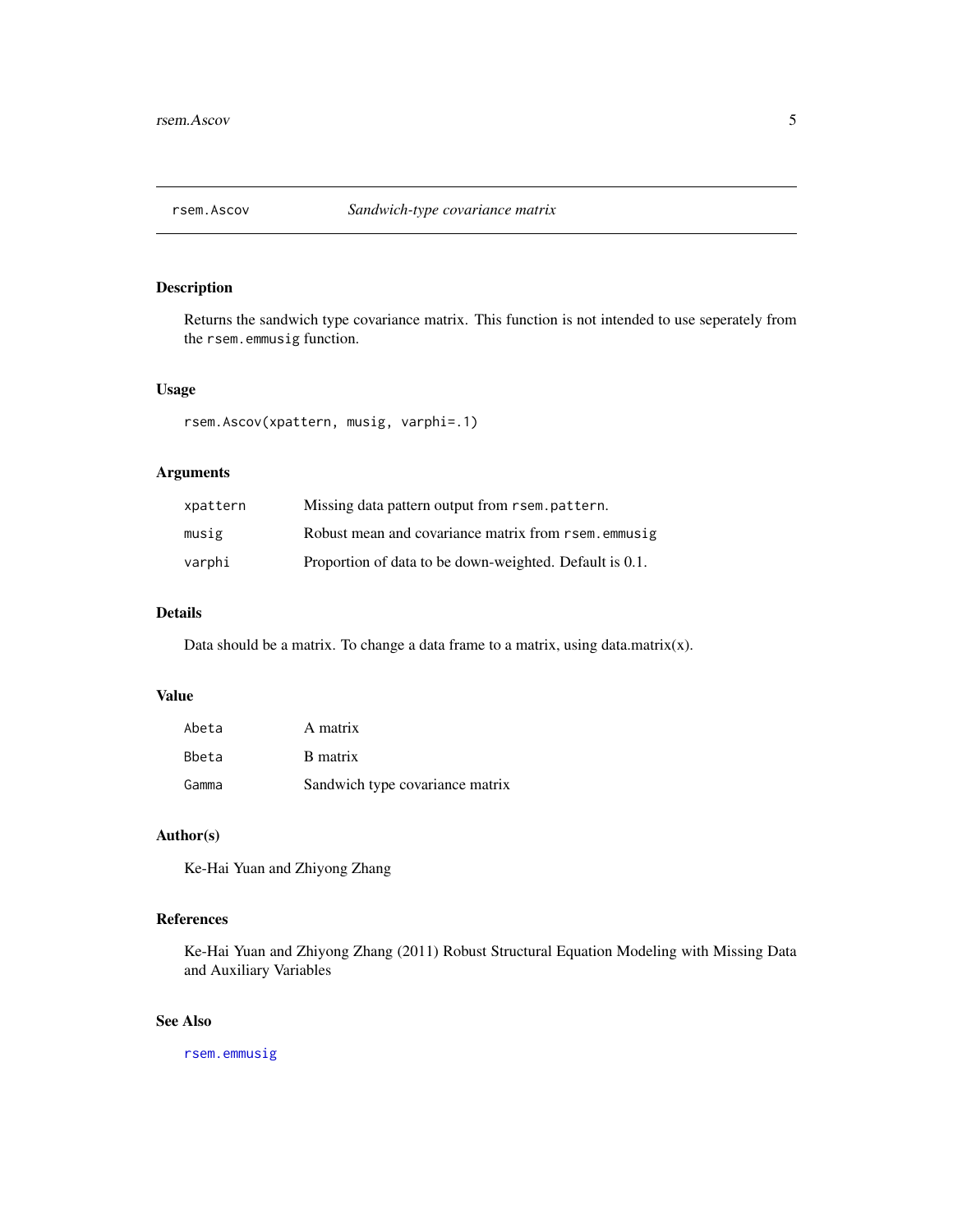## rsem.Ascov — *Sandwich-type covariance matrix*

### Description

Returns the sandwich type covariance matrix. This function is not intended to use seperately from the `rsem.emmusig` function.

### Usage

```
rsem.Ascov(xpattern, musig, varphi=.1)
```

### Arguments

| | |
|---|---|
| `xpattern` | Missing data pattern output from `rsem.pattern`. |
| `musig` | Robust mean and covariance matrix from `rsem.emmusig` |
| `varphi` | Proportion of data to be down-weighted. Default is 0.1. |

### Details

Data should be a matrix. To change a data frame to a matrix, using data.matrix(x).

### Value

| | |
|---|---|
| `Abeta` | A matrix |
| `Bbeta` | B matrix |
| `Gamma` | Sandwich type covariance matrix |

### Author(s)

Ke-Hai Yuan and Zhiyong Zhang

### References

Ke-Hai Yuan and Zhiyong Zhang (2011) Robust Structural Equation Modeling with Missing Data and Auxiliary Variables

### See Also

`rsem.emmusig`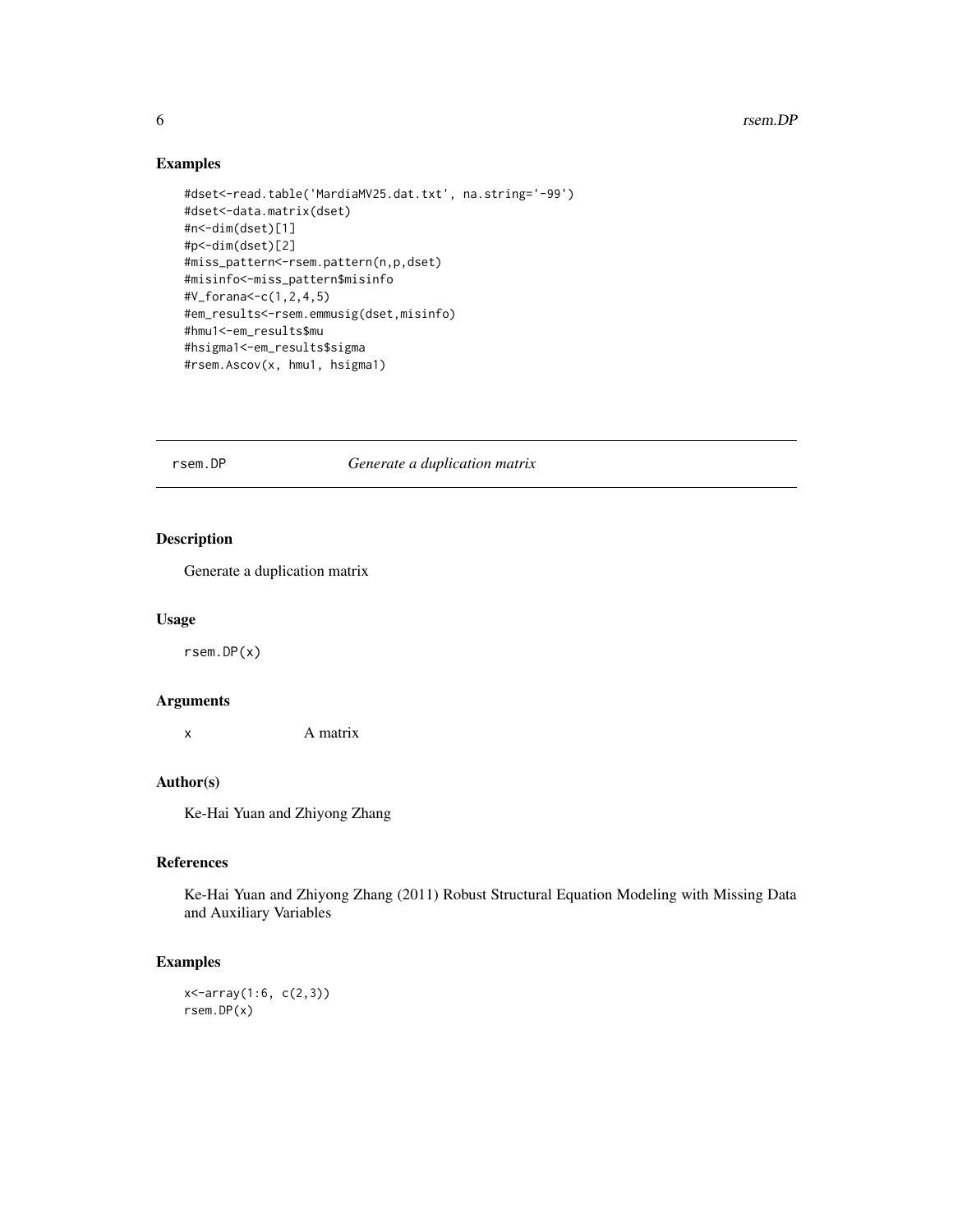## Examples

```
#dset<-read.table('MardiaMV25.dat.txt', na.string='-99')
#dset<-data.matrix(dset)
#n<-dim(dset)[1]
#p<-dim(dset)[2]
#miss_pattern<-rsem.pattern(n,p,dset)
#misinfo<-miss_pattern$misinfo
#V_forana<-c(1,2,4,5)
#em_results<-rsem.emmusig(dset,misinfo)
#hmu1<-em_results$mu
#hsigma1<-em_results$sigma
#rsem.Ascov(x, hmu1, hsigma1)
```

---

# rsem.DP *Generate a duplication matrix*

## Description

Generate a duplication matrix

## Usage

```
rsem.DP(x)
```

## Arguments

| | |
|---|---|
| x | A matrix |

## Author(s)

Ke-Hai Yuan and Zhiyong Zhang

## References

Ke-Hai Yuan and Zhiyong Zhang (2011) Robust Structural Equation Modeling with Missing Data and Auxiliary Variables

## Examples

```
x<-array(1:6, c(2,3))
rsem.DP(x)
```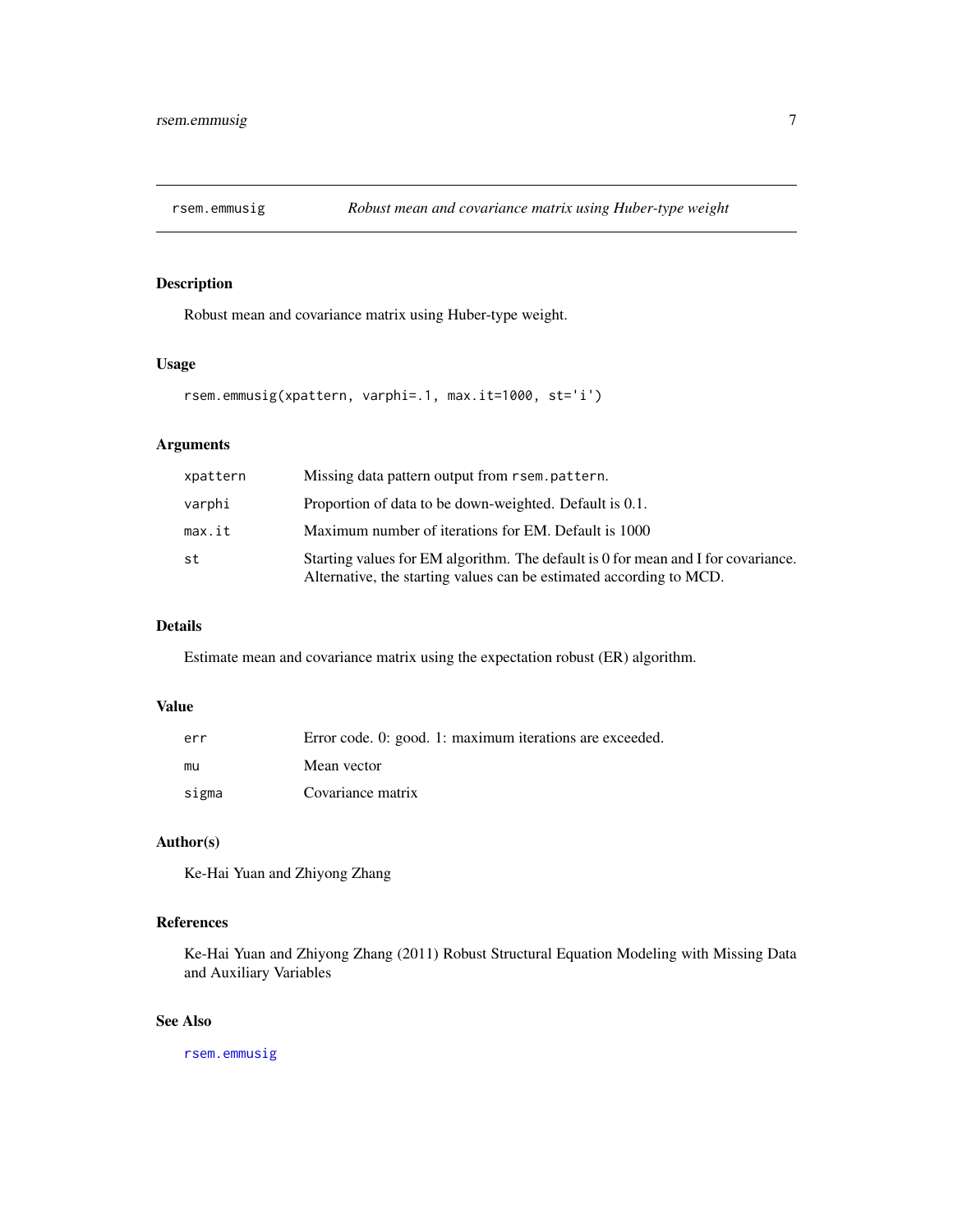# rsem.emmusig — *Robust mean and covariance matrix using Huber-type weight*

## Description

Robust mean and covariance matrix using Huber-type weight.

## Usage

```
rsem.emmusig(xpattern, varphi=.1, max.it=1000, st='i')
```

## Arguments

| | |
|---|---|
| `xpattern` | Missing data pattern output from `rsem.pattern`. |
| `varphi` | Proportion of data to be down-weighted. Default is 0.1. |
| `max.it` | Maximum number of iterations for EM. Default is 1000 |
| `st` | Starting values for EM algorithm. The default is 0 for mean and I for covariance. Alternative, the starting values can be estimated according to MCD. |

## Details

Estimate mean and covariance matrix using the expectation robust (ER) algorithm.

## Value

| | |
|---|---|
| `err` | Error code. 0: good. 1: maximum iterations are exceeded. |
| `mu` | Mean vector |
| `sigma` | Covariance matrix |

## Author(s)

Ke-Hai Yuan and Zhiyong Zhang

## References

Ke-Hai Yuan and Zhiyong Zhang (2011) Robust Structural Equation Modeling with Missing Data and Auxiliary Variables

## See Also

`rsem.emmusig`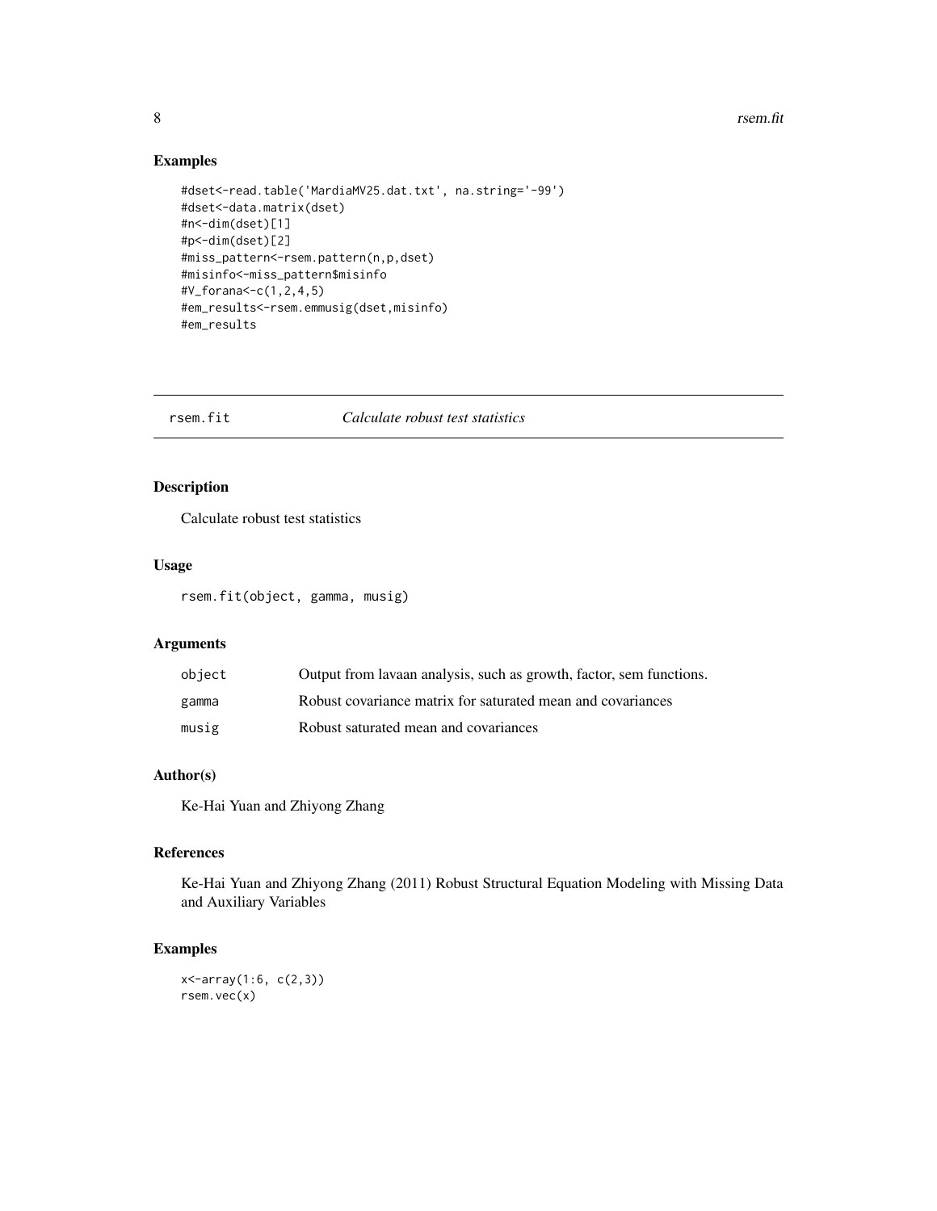## Examples

```
#dset<-read.table('MardiaMV25.dat.txt', na.string='-99')
#dset<-data.matrix(dset)
#n<-dim(dset)[1]
#p<-dim(dset)[2]
#miss_pattern<-rsem.pattern(n,p,dset)
#misinfo<-miss_pattern$misinfo
#V_forana<-c(1,2,4,5)
#em_results<-rsem.emmusig(dset,misinfo)
#em_results
```

---

# rsem.fit *Calculate robust test statistics*

## Description

Calculate robust test statistics

## Usage

```
rsem.fit(object, gamma, musig)
```

## Arguments

| | |
|---|---|
| object | Output from lavaan analysis, such as growth, factor, sem functions. |
| gamma | Robust covariance matrix for saturated mean and covariances |
| musig | Robust saturated mean and covariances |

## Author(s)

Ke-Hai Yuan and Zhiyong Zhang

## References

Ke-Hai Yuan and Zhiyong Zhang (2011) Robust Structural Equation Modeling with Missing Data and Auxiliary Variables

## Examples

```
x<-array(1:6, c(2,3))
rsem.vec(x)
```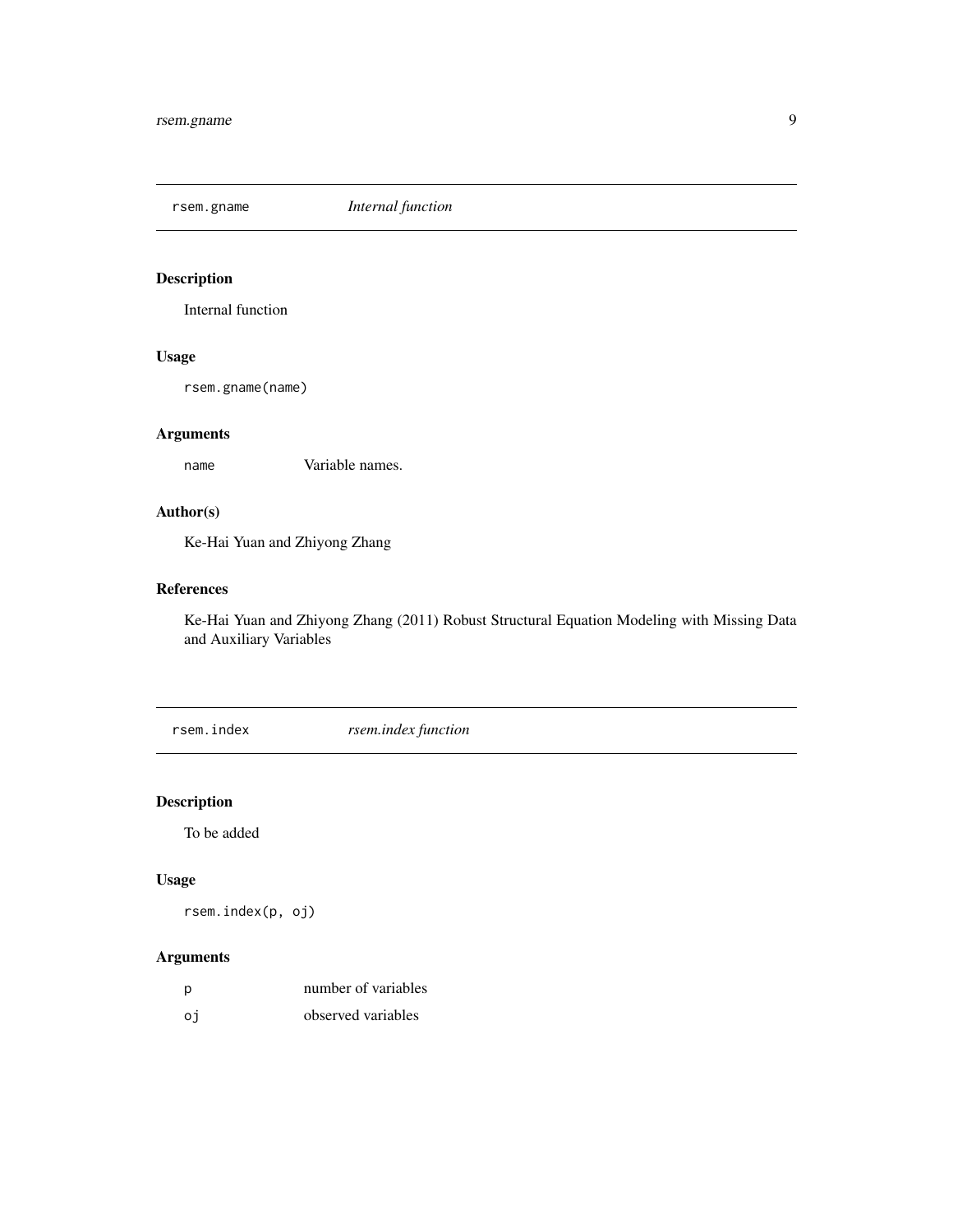## rsem.gname *Internal function*

### Description

Internal function

### Usage

```
rsem.gname(name)
```

### Arguments

| | |
|---|---|
| `name` | Variable names. |

### Author(s)

Ke-Hai Yuan and Zhiyong Zhang

### References

Ke-Hai Yuan and Zhiyong Zhang (2011) Robust Structural Equation Modeling with Missing Data and Auxiliary Variables

## rsem.index *rsem.index function*

### Description

To be added

### Usage

```
rsem.index(p, oj)
```

### Arguments

| | |
|---|---|
| `p` | number of variables |
| `oj` | observed variables |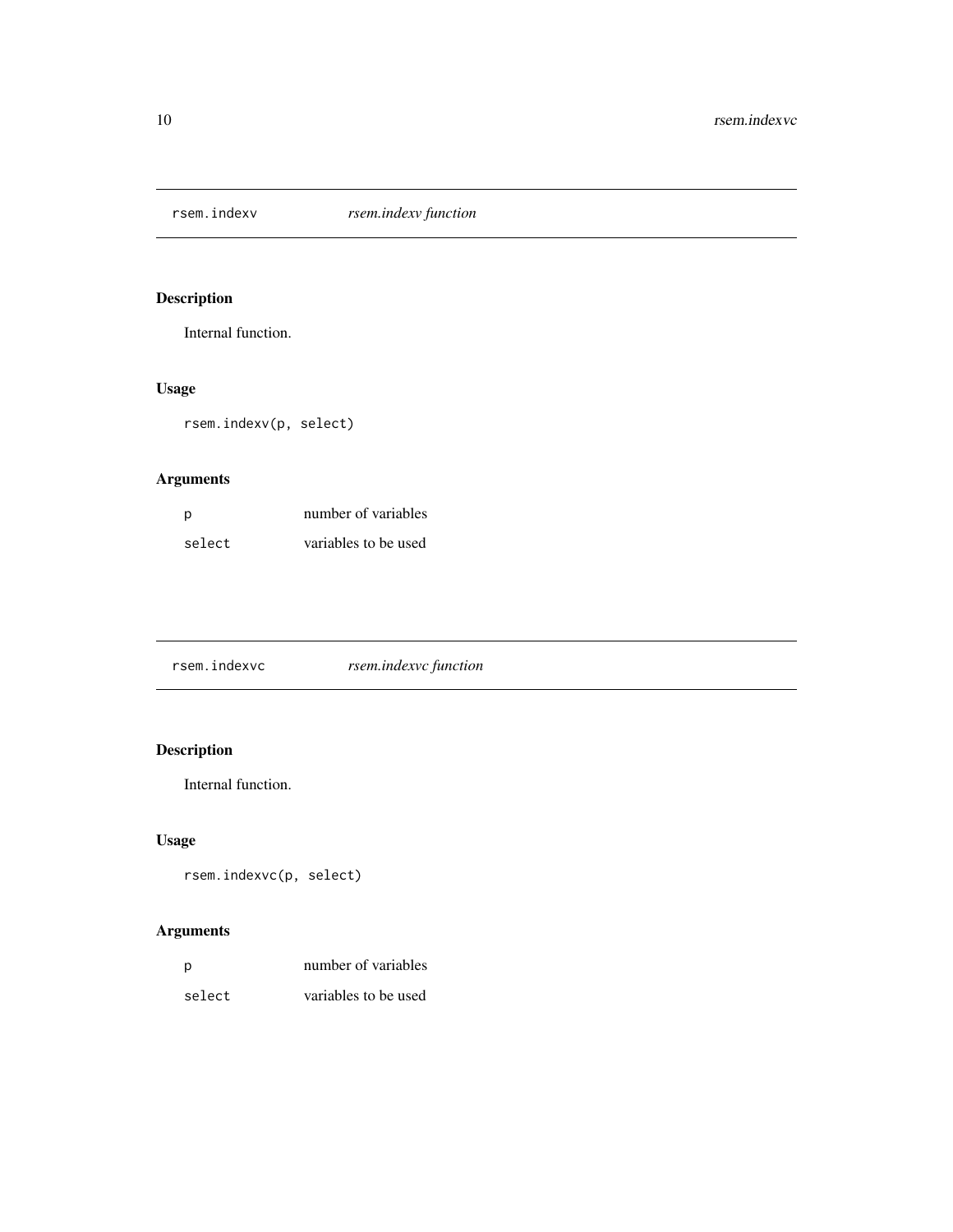## rsem.indexv — *rsem.indexv function*

### Description

Internal function.

### Usage

```
rsem.indexv(p, select)
```

### Arguments

| | |
|---|---|
| p | number of variables |
| select | variables to be used |

## rsem.indexvc — *rsem.indexvc function*

### Description

Internal function.

### Usage

```
rsem.indexvc(p, select)
```

### Arguments

| | |
|---|---|
| p | number of variables |
| select | variables to be used |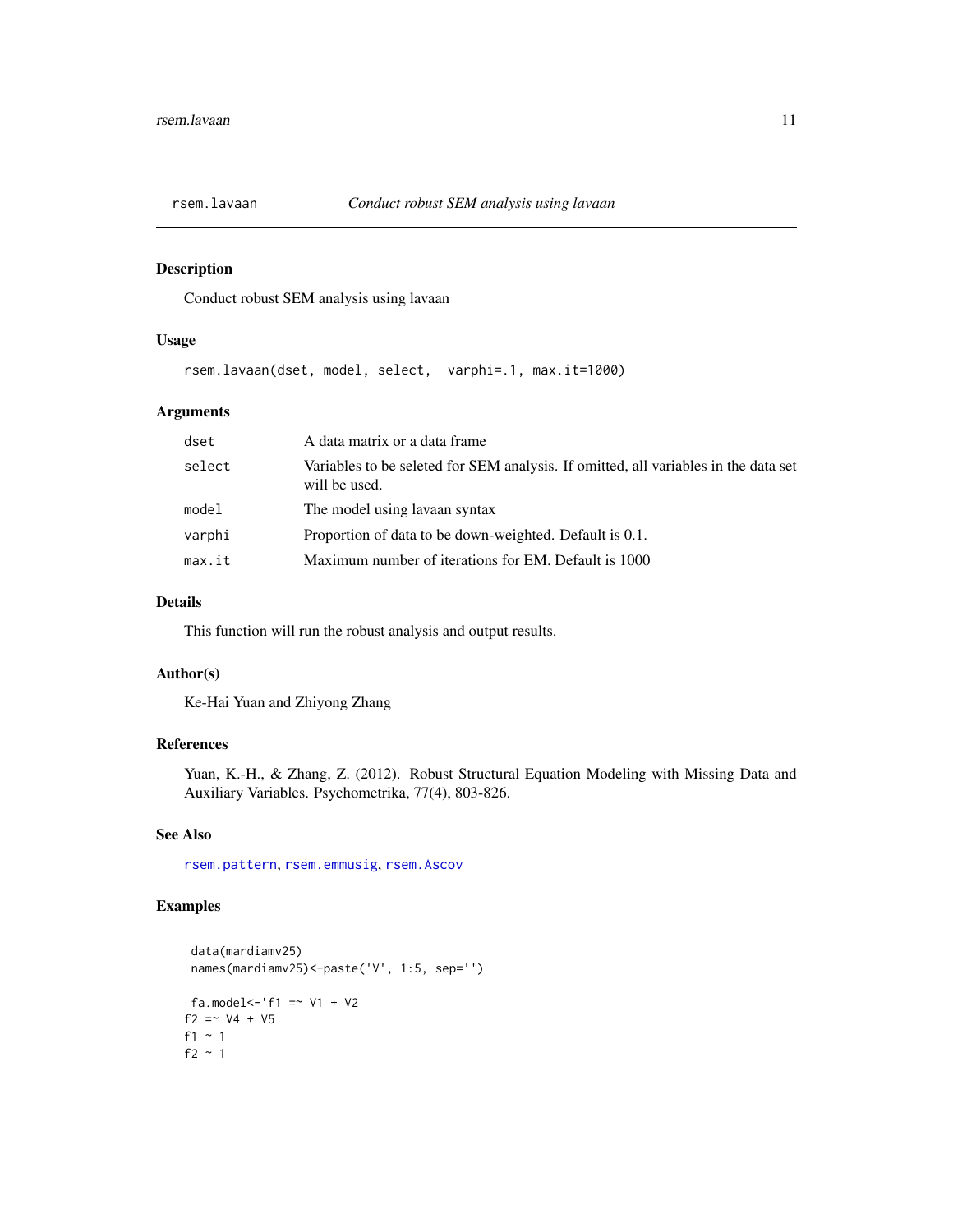## rsem.lavaan — *Conduct robust SEM analysis using lavaan*

### Description

Conduct robust SEM analysis using lavaan

### Usage

```
rsem.lavaan(dset, model, select,  varphi=.1, max.it=1000)
```

### Arguments

| | |
|---|---|
| `dset` | A data matrix or a data frame |
| `select` | Variables to be seleted for SEM analysis. If omitted, all variables in the data set will be used. |
| `model` | The model using lavaan syntax |
| `varphi` | Proportion of data to be down-weighted. Default is 0.1. |
| `max.it` | Maximum number of iterations for EM. Default is 1000 |

### Details

This function will run the robust analysis and output results.

### Author(s)

Ke-Hai Yuan and Zhiyong Zhang

### References

Yuan, K.-H., & Zhang, Z. (2012). Robust Structural Equation Modeling with Missing Data and Auxiliary Variables. Psychometrika, 77(4), 803-826.

### See Also

`rsem.pattern`, `rsem.emmusig`, `rsem.Ascov`

### Examples

```
 data(mardiamv25)
 names(mardiamv25)<-paste('V', 1:5, sep='')

 fa.model<-'f1 =~ V1 + V2
f2 =~ V4 + V5
f1 ~ 1
f2 ~ 1
```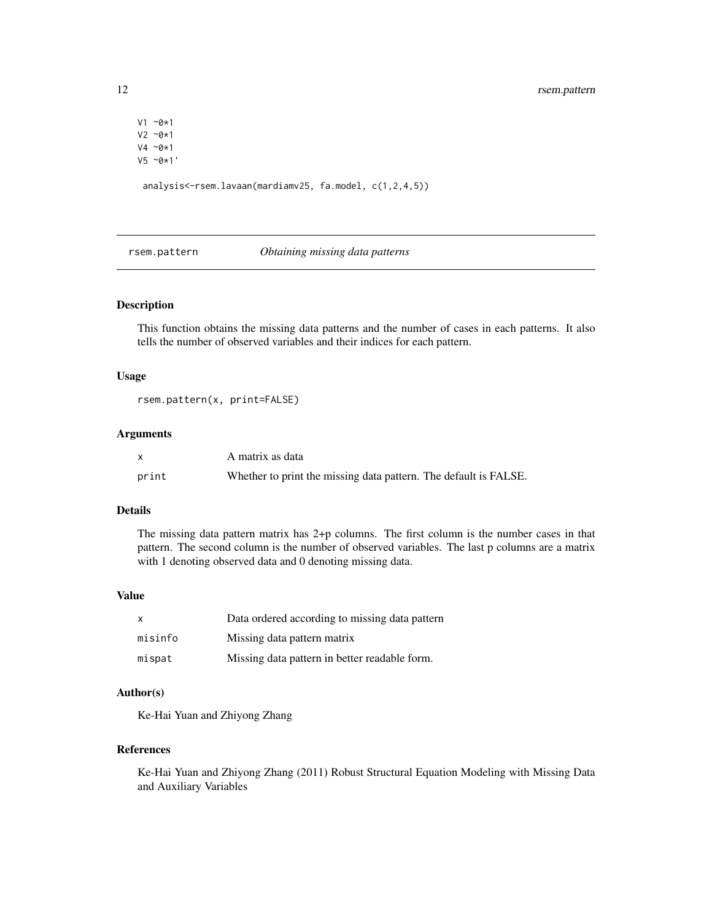```
V1 ~0*1
V2 ~0*1
V4 ~0*1
V5 ~0*1'

 analysis<-rsem.lavaan(mardiamv25, fa.model, c(1,2,4,5))
```

---

## rsem.pattern — *Obtaining missing data patterns*

### Description

This function obtains the missing data patterns and the number of cases in each patterns. It also tells the number of observed variables and their indices for each pattern.

### Usage

```
rsem.pattern(x, print=FALSE)
```

### Arguments

| | |
|---|---|
| x | A matrix as data |
| print | Whether to print the missing data pattern. The default is FALSE. |

### Details

The missing data pattern matrix has 2+p columns. The first column is the number cases in that pattern. The second column is the number of observed variables. The last p columns are a matrix with 1 denoting observed data and 0 denoting missing data.

### Value

| | |
|---|---|
| x | Data ordered according to missing data pattern |
| misinfo | Missing data pattern matrix |
| mispat | Missing data pattern in better readable form. |

### Author(s)

Ke-Hai Yuan and Zhiyong Zhang

### References

Ke-Hai Yuan and Zhiyong Zhang (2011) Robust Structural Equation Modeling with Missing Data and Auxiliary Variables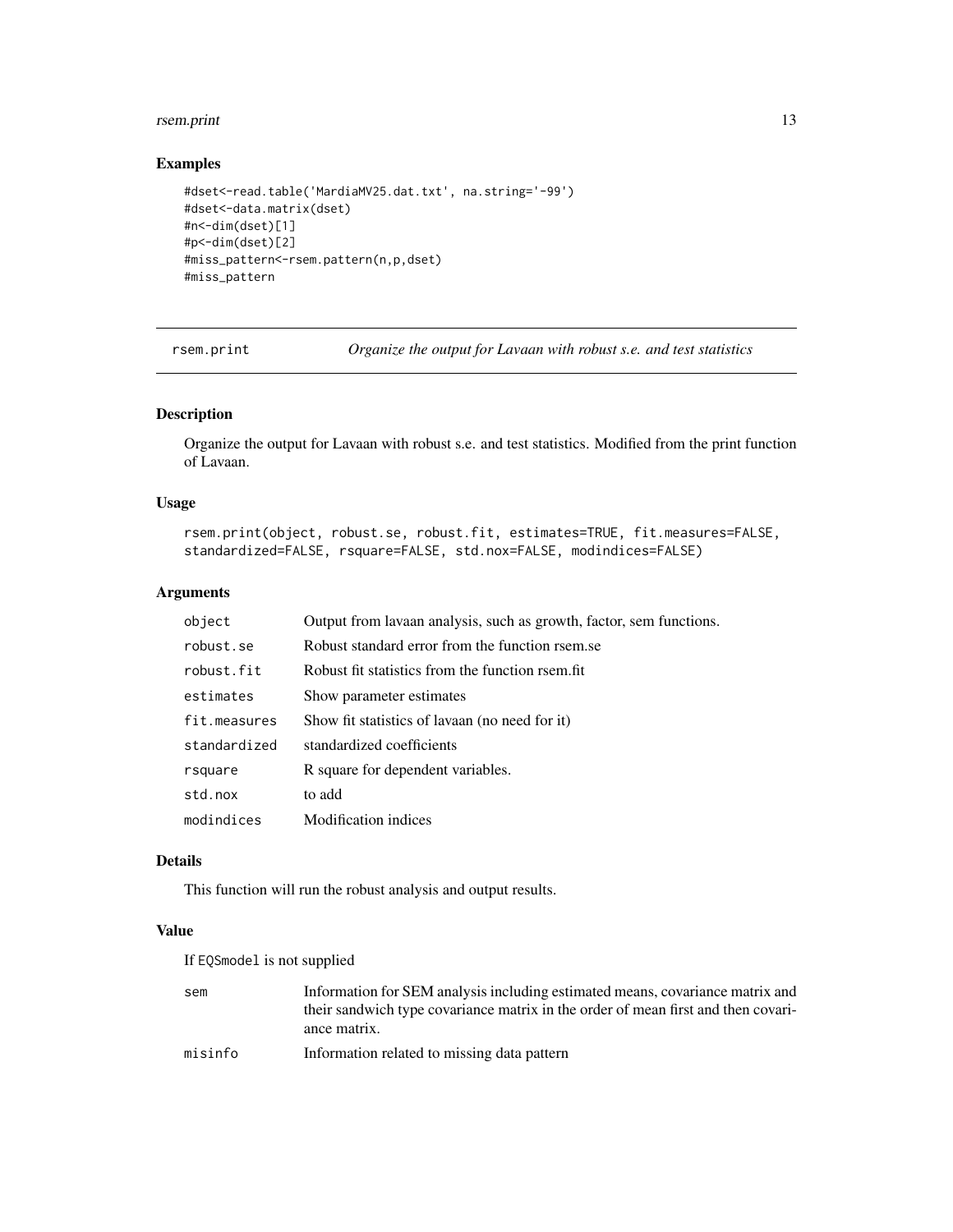## Examples

```
#dset<-read.table('MardiaMV25.dat.txt', na.string='-99')
#dset<-data.matrix(dset)
#n<-dim(dset)[1]
#p<-dim(dset)[2]
#miss_pattern<-rsem.pattern(n,p,dset)
#miss_pattern
```

---

## rsem.print — *Organize the output for Lavaan with robust s.e. and test statistics*

### Description

Organize the output for Lavaan with robust s.e. and test statistics. Modified from the print function of Lavaan.

### Usage

```
rsem.print(object, robust.se, robust.fit, estimates=TRUE, fit.measures=FALSE,
standardized=FALSE, rsquare=FALSE, std.nox=FALSE, modindices=FALSE)
```

### Arguments

| | |
|---|---|
| `object` | Output from lavaan analysis, such as growth, factor, sem functions. |
| `robust.se` | Robust standard error from the function rsem.se |
| `robust.fit` | Robust fit statistics from the function rsem.fit |
| `estimates` | Show parameter estimates |
| `fit.measures` | Show fit statistics of lavaan (no need for it) |
| `standardized` | standardized coefficients |
| `rsquare` | R square for dependent variables. |
| `std.nox` | to add |
| `modindices` | Modification indices |

### Details

This function will run the robust analysis and output results.

### Value

If `EQSmodel` is not supplied

| | |
|---|---|
| `sem` | Information for SEM analysis including estimated means, covariance matrix and their sandwich type covariance matrix in the order of mean first and then covariance matrix. |
| `misinfo` | Information related to missing data pattern |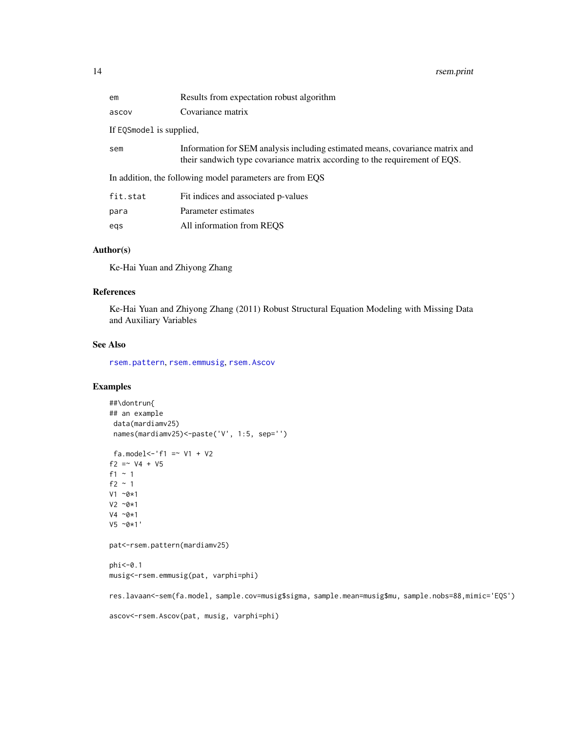| | |
|---|---|
| em | Results from expectation robust algorithm |
| ascov | Covariance matrix |

If EQSmodel is supplied,

| | |
|---|---|
| sem | Information for SEM analysis including estimated means, covariance matrix and their sandwich type covariance matrix according to the requirement of EQS. |

In addition, the following model parameters are from EQS

| | |
|---|---|
| fit.stat | Fit indices and associated p-values |
| para | Parameter estimates |
| eqs | All information from REQS |

### Author(s)

Ke-Hai Yuan and Zhiyong Zhang

### References

Ke-Hai Yuan and Zhiyong Zhang (2011) Robust Structural Equation Modeling with Missing Data and Auxiliary Variables

### See Also

rsem.pattern, rsem.emmusig, rsem.Ascov

### Examples

```
##\dontrun{
## an example
 data(mardiamv25)
 names(mardiamv25)<-paste('V', 1:5, sep='')

 fa.model<-'f1 =~ V1 + V2
f2 =~ V4 + V5
f1 ~ 1
f2 ~ 1
V1 ~0*1
V2 ~0*1
V4 ~0*1
V5 ~0*1'

pat<-rsem.pattern(mardiamv25)

phi<-0.1
musig<-rsem.emmusig(pat, varphi=phi)

res.lavaan<-sem(fa.model, sample.cov=musig$sigma, sample.mean=musig$mu, sample.nobs=88,mimic='EQS')

ascov<-rsem.Ascov(pat, musig, varphi=phi)
```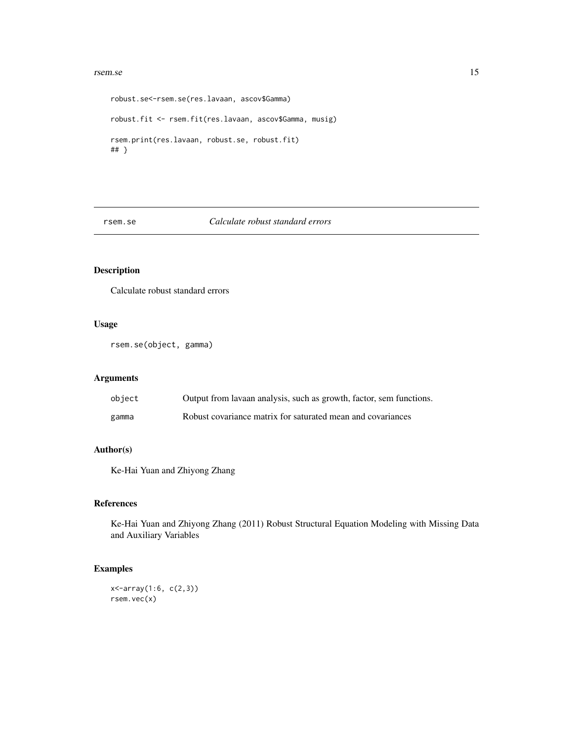```
robust.se<-rsem.se(res.lavaan, ascov$Gamma)

robust.fit <- rsem.fit(res.lavaan, ascov$Gamma, musig)

rsem.print(res.lavaan, robust.se, robust.fit)
## }
```

---

## rsem.se *Calculate robust standard errors*

---

### Description

Calculate robust standard errors

### Usage

```
rsem.se(object, gamma)
```

### Arguments

| | |
|---|---|
| object | Output from lavaan analysis, such as growth, factor, sem functions. |
| gamma | Robust covariance matrix for saturated mean and covariances |

### Author(s)

Ke-Hai Yuan and Zhiyong Zhang

### References

Ke-Hai Yuan and Zhiyong Zhang (2011) Robust Structural Equation Modeling with Missing Data and Auxiliary Variables

### Examples

```
x<-array(1:6, c(2,3))
rsem.vec(x)
```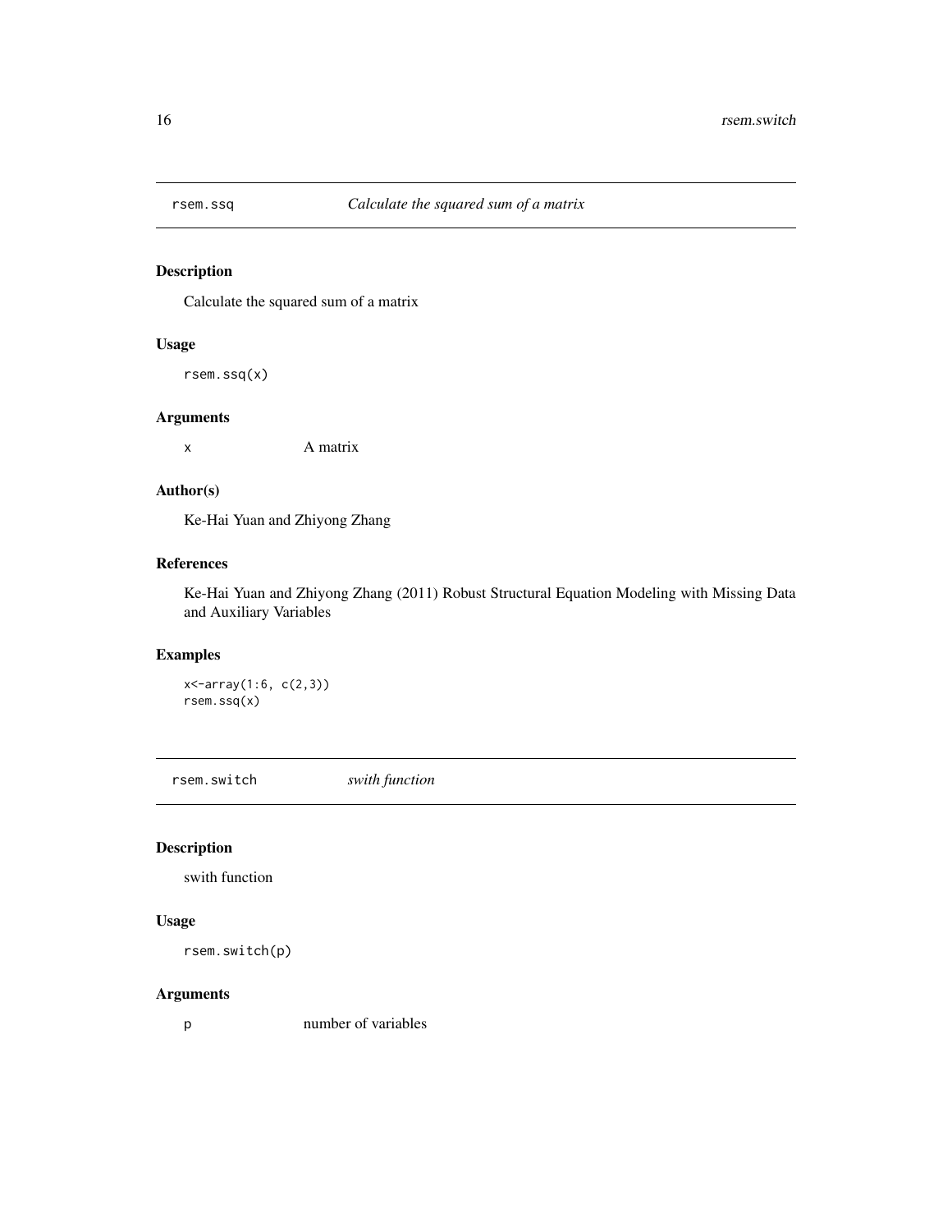## rsem.ssq — *Calculate the squared sum of a matrix*

### Description

Calculate the squared sum of a matrix

### Usage

```
rsem.ssq(x)
```

### Arguments

| | |
|---|---|
| x | A matrix |

### Author(s)

Ke-Hai Yuan and Zhiyong Zhang

### References

Ke-Hai Yuan and Zhiyong Zhang (2011) Robust Structural Equation Modeling with Missing Data and Auxiliary Variables

### Examples

```
x<-array(1:6, c(2,3))
rsem.ssq(x)
```

## rsem.switch — *swith function*

### Description

swith function

### Usage

```
rsem.switch(p)
```

### Arguments

| | |
|---|---|
| p | number of variables |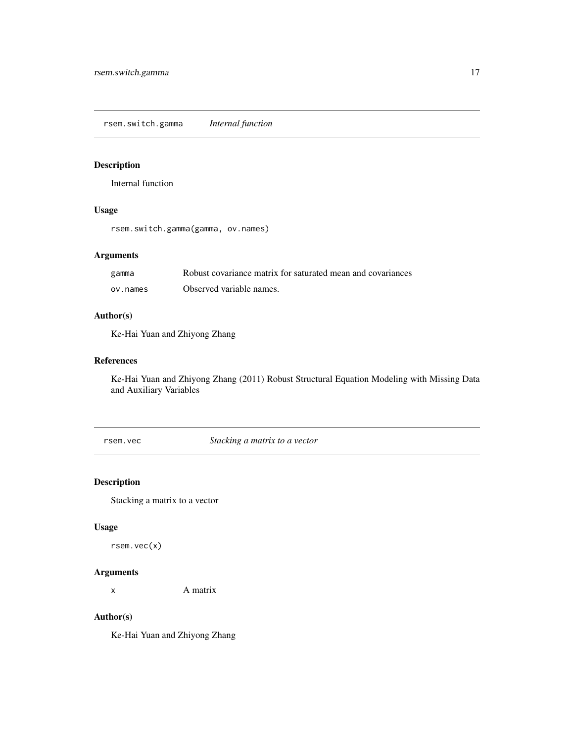## rsem.switch.gamma — *Internal function*

### Description

Internal function

### Usage

```
rsem.switch.gamma(gamma, ov.names)
```

### Arguments

| | |
|---|---|
| `gamma` | Robust covariance matrix for saturated mean and covariances |
| `ov.names` | Observed variable names. |

### Author(s)

Ke-Hai Yuan and Zhiyong Zhang

### References

Ke-Hai Yuan and Zhiyong Zhang (2011) Robust Structural Equation Modeling with Missing Data and Auxiliary Variables

## rsem.vec — *Stacking a matrix to a vector*

### Description

Stacking a matrix to a vector

### Usage

```
rsem.vec(x)
```

### Arguments

| | |
|---|---|
| `x` | A matrix |

### Author(s)

Ke-Hai Yuan and Zhiyong Zhang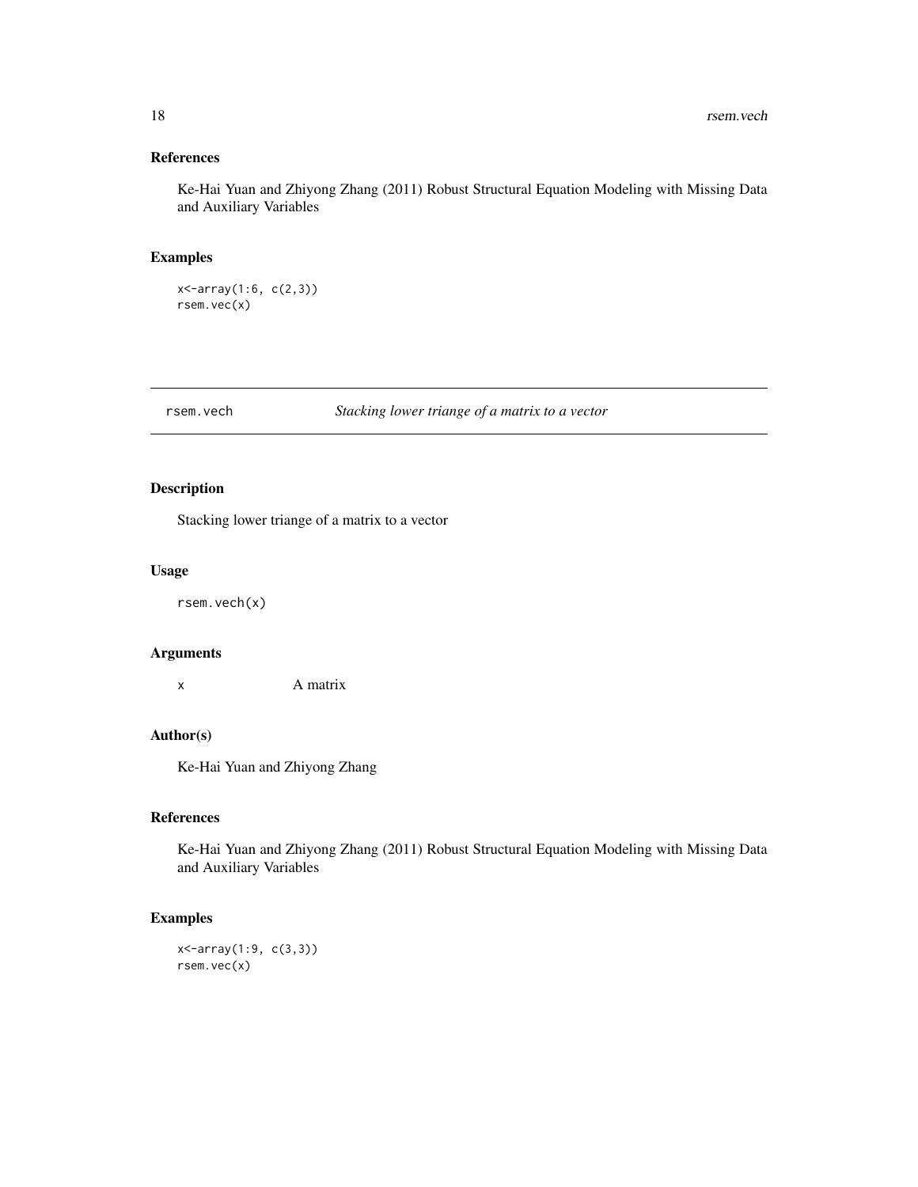## References

Ke-Hai Yuan and Zhiyong Zhang (2011) Robust Structural Equation Modeling with Missing Data and Auxiliary Variables

## Examples

```
x<-array(1:6, c(2,3))
rsem.vec(x)
```

---

# rsem.vech *Stacking lower triange of a matrix to a vector*

## Description

Stacking lower triange of a matrix to a vector

## Usage

```
rsem.vech(x)
```

## Arguments

x A matrix

## Author(s)

Ke-Hai Yuan and Zhiyong Zhang

## References

Ke-Hai Yuan and Zhiyong Zhang (2011) Robust Structural Equation Modeling with Missing Data and Auxiliary Variables

## Examples

```
x<-array(1:9, c(3,3))
rsem.vec(x)
```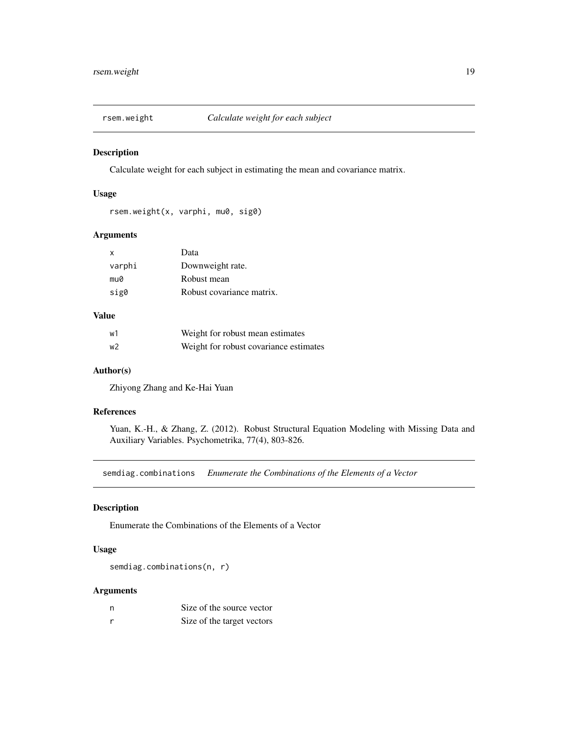## rsem.weight *Calculate weight for each subject*

### Description

Calculate weight for each subject in estimating the mean and covariance matrix.

### Usage

```
rsem.weight(x, varphi, mu0, sig0)
```

### Arguments

| | |
|---|---|
| x | Data |
| varphi | Downweight rate. |
| mu0 | Robust mean |
| sig0 | Robust covariance matrix. |

### Value

| | |
|---|---|
| w1 | Weight for robust mean estimates |
| w2 | Weight for robust covariance estimates |

### Author(s)

Zhiyong Zhang and Ke-Hai Yuan

### References

Yuan, K.-H., & Zhang, Z. (2012). Robust Structural Equation Modeling with Missing Data and Auxiliary Variables. Psychometrika, 77(4), 803-826.

## semdiag.combinations *Enumerate the Combinations of the Elements of a Vector*

### Description

Enumerate the Combinations of the Elements of a Vector

### Usage

```
semdiag.combinations(n, r)
```

### Arguments

| | |
|---|---|
| n | Size of the source vector |
| r | Size of the target vectors |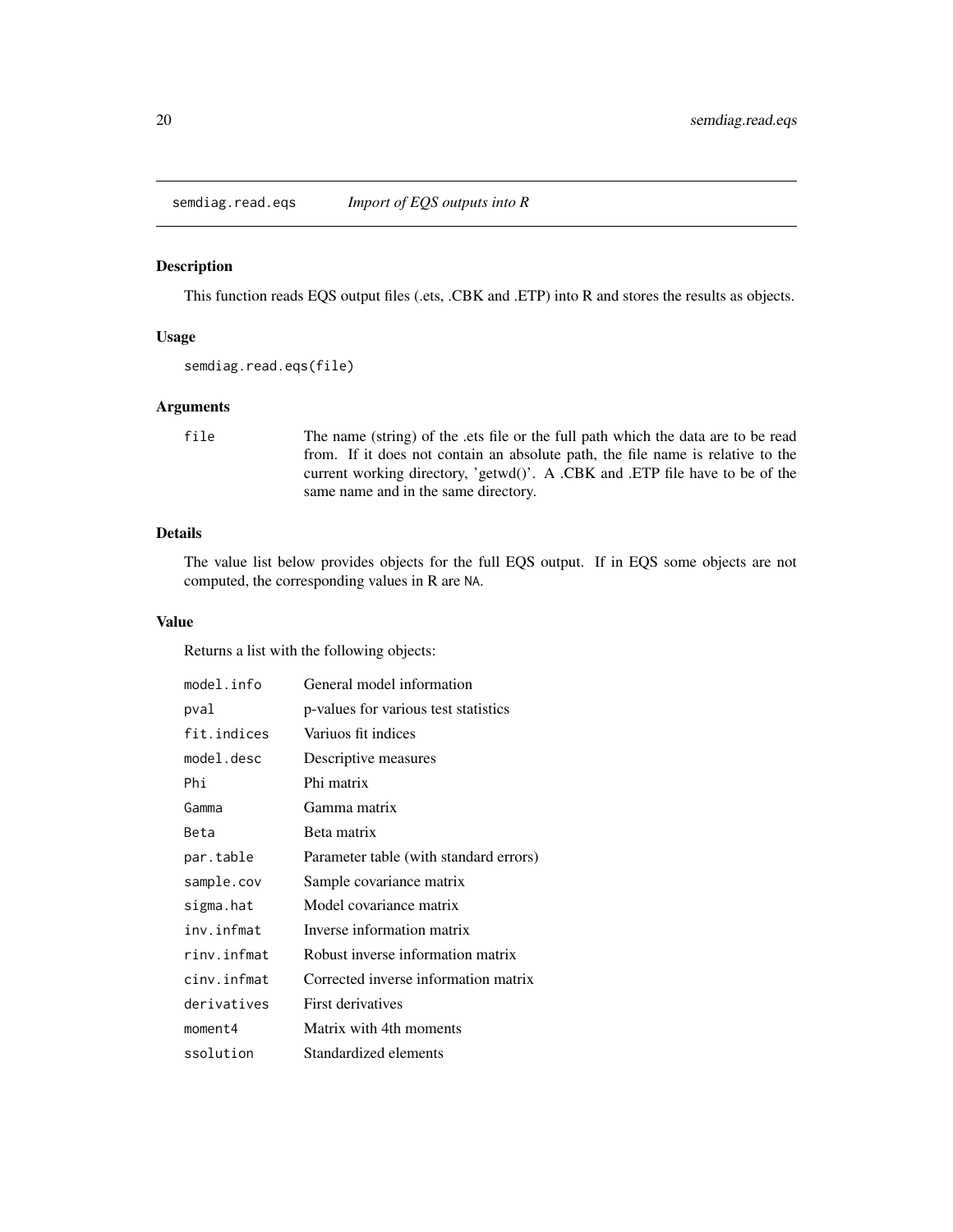## semdiag.read.eqs *Import of EQS outputs into R*

### Description

This function reads EQS output files (.ets, .CBK and .ETP) into R and stores the results as objects.

### Usage

```
semdiag.read.eqs(file)
```

### Arguments

| | |
|---|---|
| `file` | The name (string) of the .ets file or the full path which the data are to be read from. If it does not contain an absolute path, the file name is relative to the current working directory, 'getwd()'. A .CBK and .ETP file have to be of the same name and in the same directory. |

### Details

The value list below provides objects for the full EQS output. If in EQS some objects are not computed, the corresponding values in R are `NA`.

### Value

Returns a list with the following objects:

| | |
|---|---|
| `model.info` | General model information |
| `pval` | p-values for various test statistics |
| `fit.indices` | Variuos fit indices |
| `model.desc` | Descriptive measures |
| `Phi` | Phi matrix |
| `Gamma` | Gamma matrix |
| `Beta` | Beta matrix |
| `par.table` | Parameter table (with standard errors) |
| `sample.cov` | Sample covariance matrix |
| `sigma.hat` | Model covariance matrix |
| `inv.infmat` | Inverse information matrix |
| `rinv.infmat` | Robust inverse information matrix |
| `cinv.infmat` | Corrected inverse information matrix |
| `derivatives` | First derivatives |
| `moment4` | Matrix with 4th moments |
| `ssolution` | Standardized elements |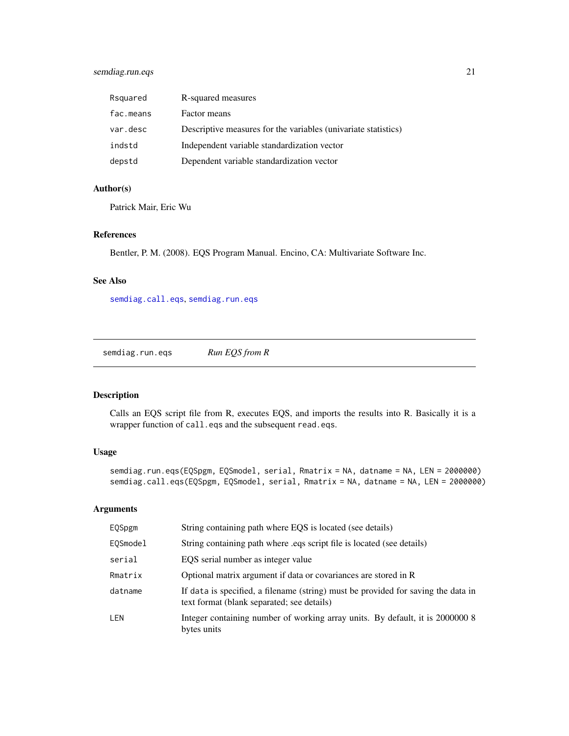| | |
|---|---|
| Rsquared | R-squared measures |
| fac.means | Factor means |
| var.desc | Descriptive measures for the variables (univariate statistics) |
| indstd | Independent variable standardization vector |
| depstd | Dependent variable standardization vector |

### Author(s)

Patrick Mair, Eric Wu

### References

Bentler, P. M. (2008). EQS Program Manual. Encino, CA: Multivariate Software Inc.

### See Also

semdiag.call.eqs, semdiag.run.eqs

---

## semdiag.run.eqs *Run EQS from R*

---

### Description

Calls an EQS script file from R, executes EQS, and imports the results into R. Basically it is a wrapper function of `call.eqs` and the subsequent `read.eqs`.

### Usage

```
semdiag.run.eqs(EQSpgm, EQSmodel, serial, Rmatrix = NA, datname = NA, LEN = 2000000)
semdiag.call.eqs(EQSpgm, EQSmodel, serial, Rmatrix = NA, datname = NA, LEN = 2000000)
```

### Arguments

| | |
|---|---|
| EQSpgm | String containing path where EQS is located (see details) |
| EQSmodel | String containing path where .eqs script file is located (see details) |
| serial | EQS serial number as integer value |
| Rmatrix | Optional matrix argument if data or covariances are stored in R |
| datname | If `data` is specified, a filename (string) must be provided for saving the data in text format (blank separated; see details) |
| LEN | Integer containing number of working array units. By default, it is 2000000 8 bytes units |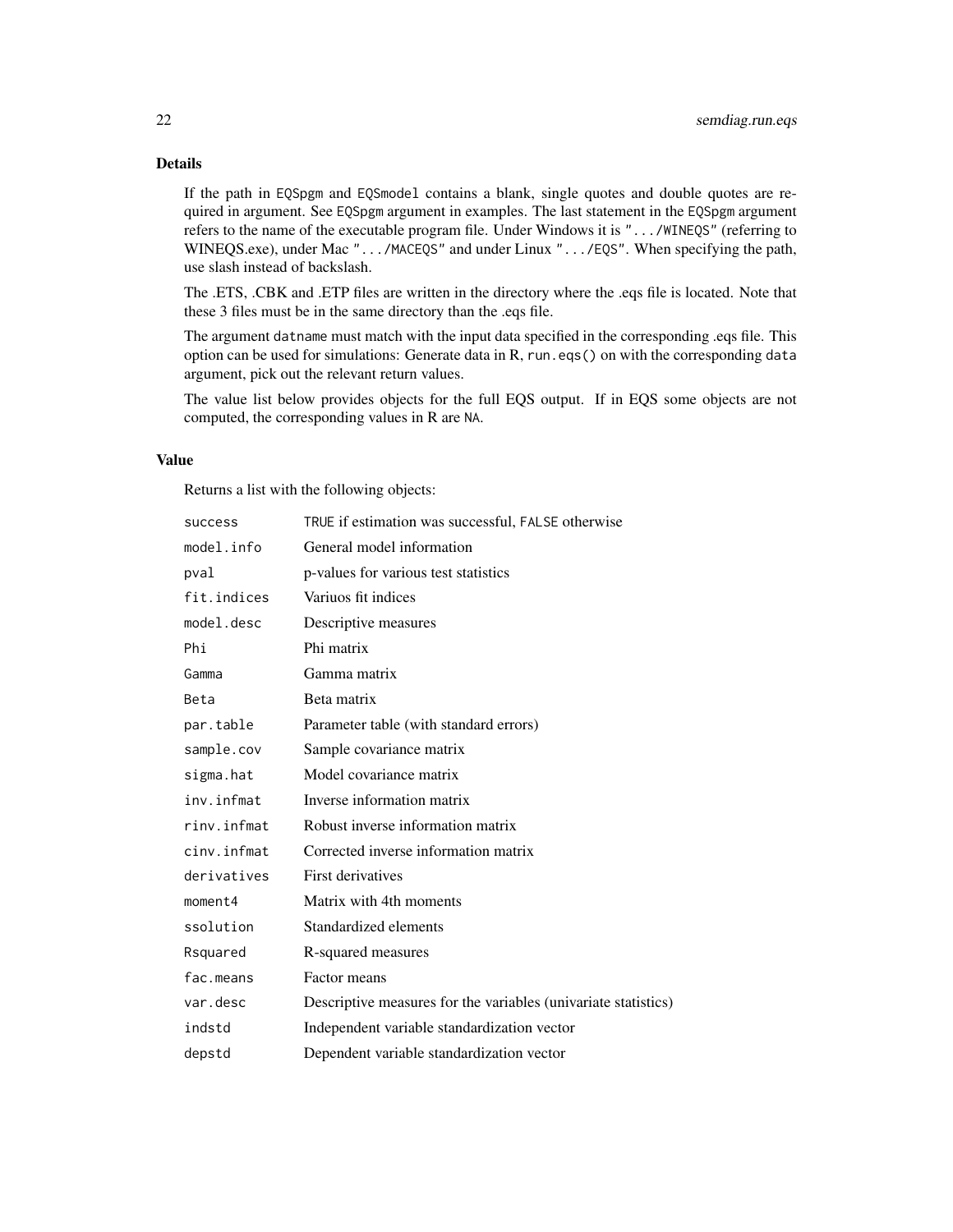### Details

If the path in `EQSpgm` and `EQSmodel` contains a blank, single quotes and double quotes are required in argument. See `EQSpgm` argument in examples. The last statement in the `EQSpgm` argument refers to the name of the executable program file. Under Windows it is `".../WINEQS"` (referring to WINEQS.exe), under Mac `".../MACEQS"` and under Linux `".../EQS"`. When specifying the path, use slash instead of backslash.

The .ETS, .CBK and .ETP files are written in the directory where the .eqs file is located. Note that these 3 files must be in the same directory than the .eqs file.

The argument `datname` must match with the input data specified in the corresponding .eqs file. This option can be used for simulations: Generate data in R, `run.eqs()` on with the corresponding `data` argument, pick out the relevant return values.

The value list below provides objects for the full EQS output. If in EQS some objects are not computed, the corresponding values in R are `NA`.

### Value

Returns a list with the following objects:

| | |
|---|---|
| `success` | `TRUE` if estimation was successful, `FALSE` otherwise |
| `model.info` | General model information |
| `pval` | p-values for various test statistics |
| `fit.indices` | Variuos fit indices |
| `model.desc` | Descriptive measures |
| `Phi` | Phi matrix |
| `Gamma` | Gamma matrix |
| `Beta` | Beta matrix |
| `par.table` | Parameter table (with standard errors) |
| `sample.cov` | Sample covariance matrix |
| `sigma.hat` | Model covariance matrix |
| `inv.infmat` | Inverse information matrix |
| `rinv.infmat` | Robust inverse information matrix |
| `cinv.infmat` | Corrected inverse information matrix |
| `derivatives` | First derivatives |
| `moment4` | Matrix with 4th moments |
| `ssolution` | Standardized elements |
| `Rsquared` | R-squared measures |
| `fac.means` | Factor means |
| `var.desc` | Descriptive measures for the variables (univariate statistics) |
| `indstd` | Independent variable standardization vector |
| `depstd` | Dependent variable standardization vector |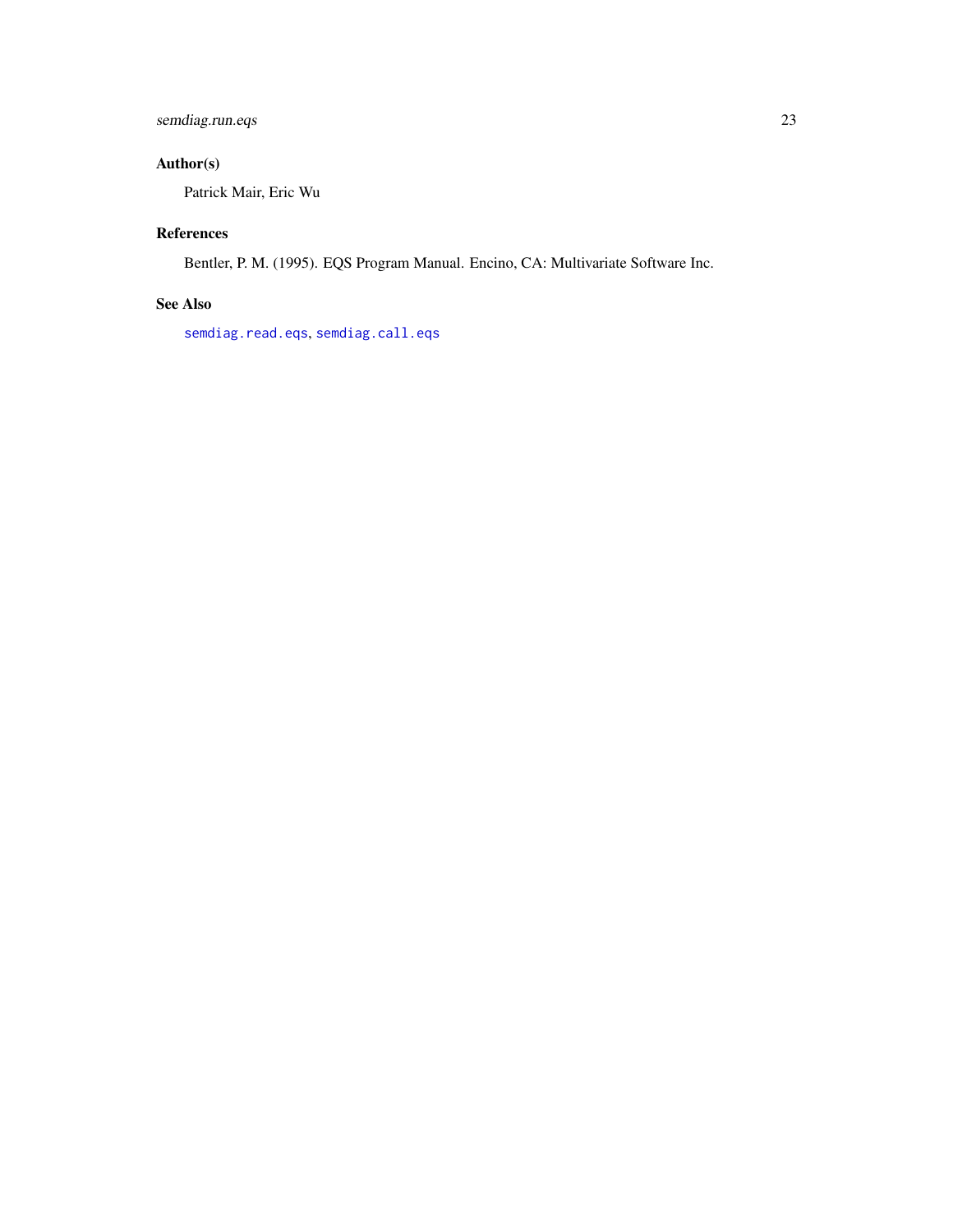## Author(s)

Patrick Mair, Eric Wu

## References

Bentler, P. M. (1995). EQS Program Manual. Encino, CA: Multivariate Software Inc.

## See Also

`semdiag.read.eqs`, `semdiag.call.eqs`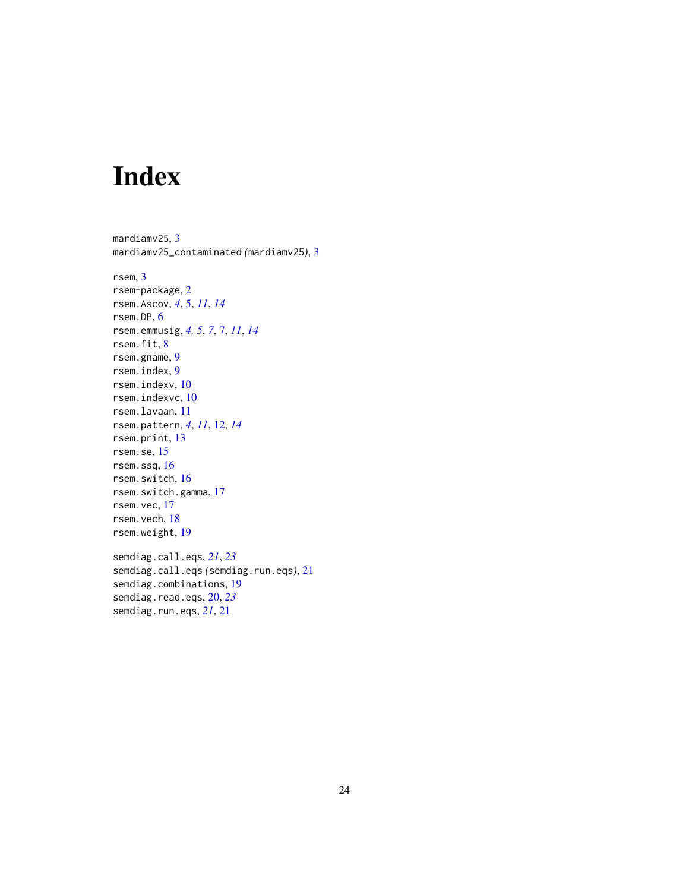# Index

mardiamv25, 3
mardiamv25_contaminated *(mardiamv25)*, 3

rsem, 3
rsem-package, 2
rsem.Ascov, *4*, 5, *11*, *14*
rsem.DP, 6
rsem.emmusig, *4, 5*, *7*, 7, *11*, *14*
rsem.fit, 8
rsem.gname, 9
rsem.index, 9
rsem.indexv, 10
rsem.indexvc, 10
rsem.lavaan, 11
rsem.pattern, *4*, *11*, 12, *14*
rsem.print, 13
rsem.se, 15
rsem.ssq, 16
rsem.switch, 16
rsem.switch.gamma, 17
rsem.vec, 17
rsem.vech, 18
rsem.weight, 19

semdiag.call.eqs, *21*, *23*
semdiag.call.eqs *(semdiag.run.eqs)*, 21
semdiag.combinations, 19
semdiag.read.eqs, 20, *23*
semdiag.run.eqs, *21*, 21